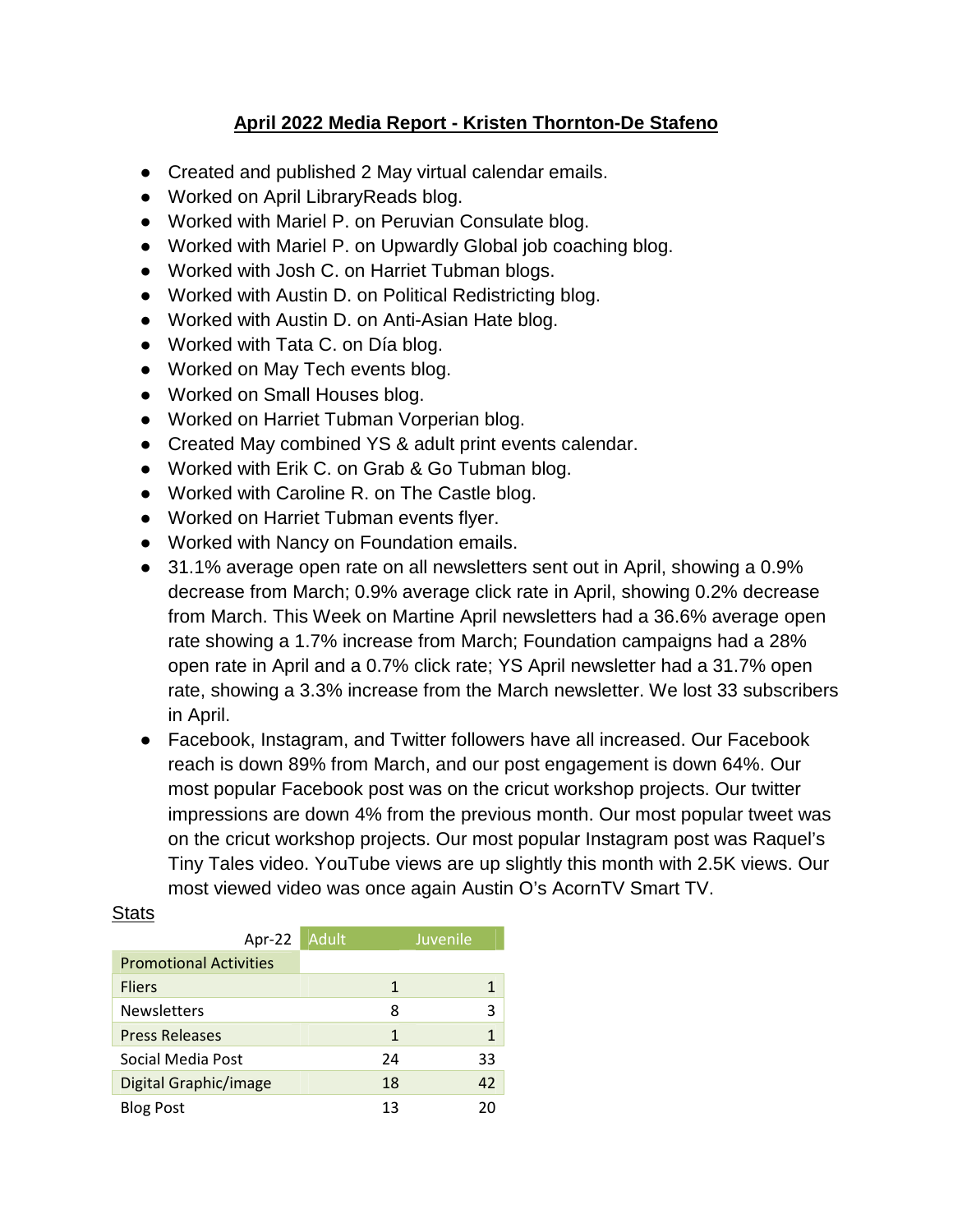# April 2022 Media Report - Kristen Thornton-De Stafeno

- Created and published 2 May virtual calendar emails.
- Worked on April LibraryReads blog.
- Worked with Mariel P. on Peruvian Consulate blog.
- Worked with Mariel P. on Upwardly Global job coaching blog.
- Worked with Josh C. on Harriet Tubman blogs.
- Worked with Austin D. on Political Redistricting blog.
- Worked with Austin D. on Anti-Asian Hate blog.
- Worked with Tata C. on Día blog.
- Worked on May Tech events blog.
- Worked on Small Houses blog.
- Worked on Harriet Tubman Vorperian blog.
- Created May combined YS & adult print events calendar.
- Worked with Erik C. on Grab & Go Tubman blog.
- Worked with Caroline R. on The Castle blog.
- Worked on Harriet Tubman events flyer.
- Worked with Nancy on Foundation emails.
- 31.1% average open rate on all newsletters sent out in April, showing a 0.9% decrease from March; 0.9% average click rate in April, showing 0.2% decrease from March. This Week on Martine April newsletters had a 36.6% average open rate showing a 1.7% increase from March; Foundation campaigns had a 28% open rate in April and a 0.7% click rate; YS April newsletter had a 31.7% open rate, showing a 3.3% increase from the March newsletter. We lost 33 subscribers in April.
- Facebook, Instagram, and Twitter followers have all increased. Our Facebook reach is down 89% from March, and our post engagement is down 64%. Our most popular Facebook post was on the cricut workshop projects. Our twitter impressions are down 4% from the previous month. Our most popular tweet was on the cricut workshop projects. Our most popular Instagram post was Raquel's Tiny Tales video. YouTube views are up slightly this month with 2.5K views. Our most viewed video was once again Austin O's AcornTV Smart TV.

Stats

| Apr-22 | Adult | Juvenile |
|---|---|---|
| Promotional Activities | | |
| Fliers | 1 | 1 |
| Newsletters | 8 | 3 |
| Press Releases | 1 | 1 |
| Social Media Post | 24 | 33 |
| Digital Graphic/image | 18 | 42 |
| Blog Post | 13 | 20 |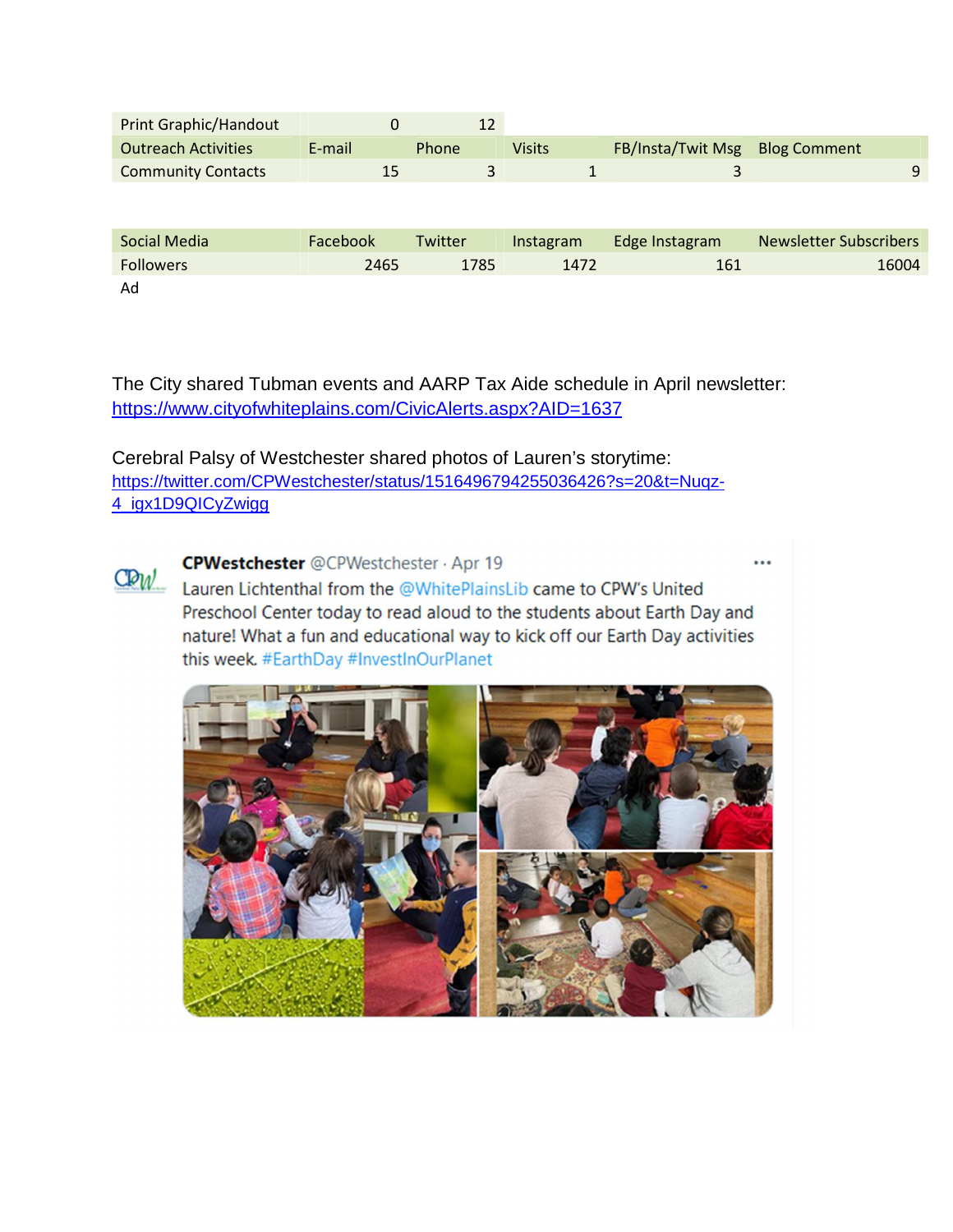| | | | | | |
|---|---|---|---|---|---|
| Print Graphic/Handout | 0 | 12 | | | |
| Outreach Activities | E-mail | Phone | Visits | FB/Insta/Twit Msg | Blog Comment |
| Community Contacts | 15 | 3 | 1 | 3 | 9 |

| Social Media | Facebook | Twitter | Instagram | Edge Instagram | Newsletter Subscribers |
|---|---|---|---|---|---|
| Followers | 2465 | 1785 | 1472 | 161 | 16004 |
| Ad | | | | | |

The City shared Tubman events and AARP Tax Aide schedule in April newsletter:
https://www.cityofwhiteplains.com/CivicAlerts.aspx?AID=1637

Cerebral Palsy of Westchester shared photos of Lauren's storytime:
https://twitter.com/CPWestchester/status/1516496794255036426?s=20&t=Nuqz-4_igx1D9QICyZwigg

**CPWestchester** @CPWestchester · Apr 19

Lauren Lichtenthal from the @WhitePlainsLib came to CPW's United Preschool Center today to read aloud to the students about Earth Day and nature! What a fun and educational way to kick off our Earth Day activities this week. #EarthDay #InvestInOurPlanet